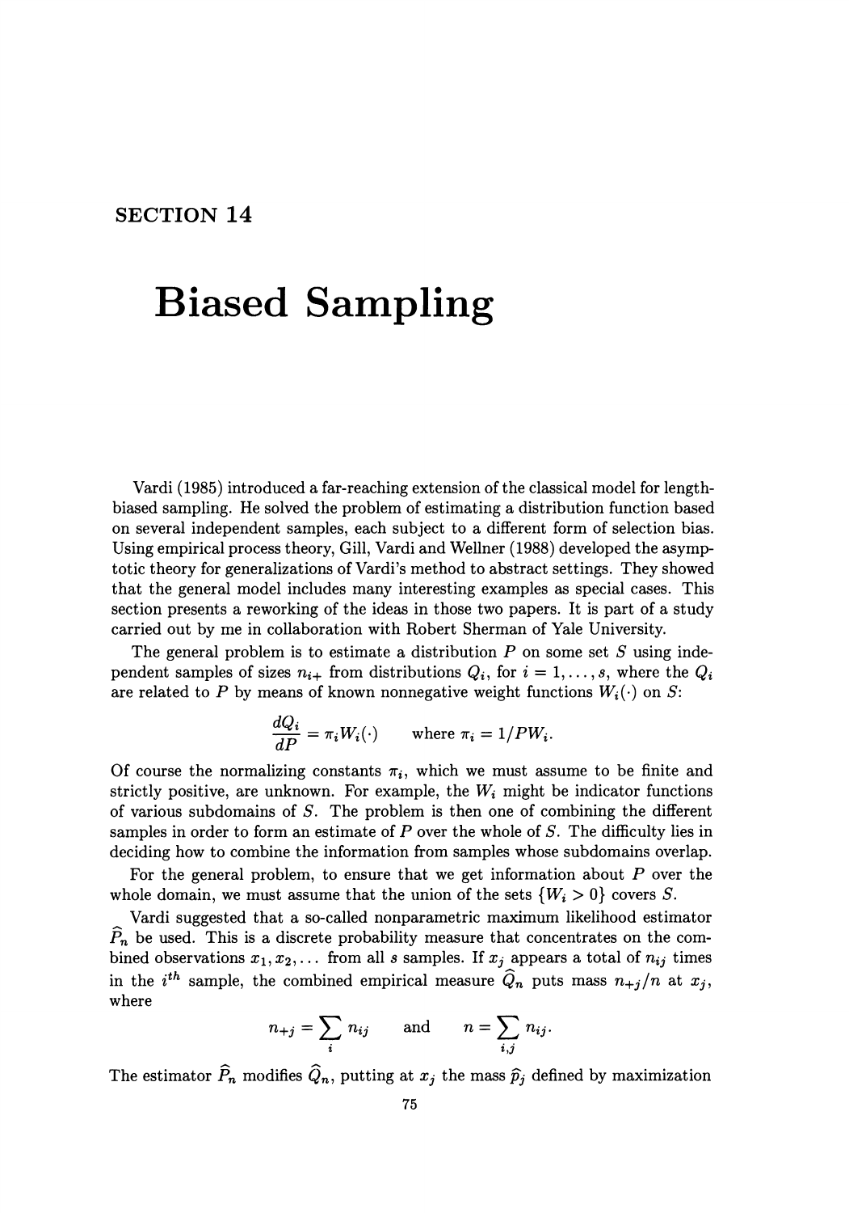# SECTION 14

# Biased Sampling

Vardi (1985) introduced a far-reaching extension of the classical model for length-biased sampling. He solved the problem of estimating a distribution function based on several independent samples, each subject to a different form of selection bias. Using empirical process theory, Gill, Vardi and Wellner (1988) developed the asymptotic theory for generalizations of Vardi's method to abstract settings. They showed that the general model includes many interesting examples as special cases. This section presents a reworking of the ideas in those two papers. It is part of a study carried out by me in collaboration with Robert Sherman of Yale University.

The general problem is to estimate a distribution $P$ on some set $S$ using independent samples of sizes $n_{i+}$ from distributions $Q_i$, for $i = 1, \ldots, s$, where the $Q_i$ are related to $P$ by means of known nonnegative weight functions $W_i(\cdot)$ on $S$:

$$\frac{dQ_i}{dP} = \pi_i W_i(\cdot) \qquad \text{where } \pi_i = 1/PW_i.$$

Of course the normalizing constants $\pi_i$, which we must assume to be finite and strictly positive, are unknown. For example, the $W_i$ might be indicator functions of various subdomains of $S$. The problem is then one of combining the different samples in order to form an estimate of $P$ over the whole of $S$. The difficulty lies in deciding how to combine the information from samples whose subdomains overlap.

For the general problem, to ensure that we get information about $P$ over the whole domain, we must assume that the union of the sets $\{W_i > 0\}$ covers $S$.

Vardi suggested that a so-called nonparametric maximum likelihood estimator $\widehat{P}_n$ be used. This is a discrete probability measure that concentrates on the combined observations $x_1, x_2, \ldots$ from all $s$ samples. If $x_j$ appears a total of $n_{ij}$ times in the $i^{th}$ sample, the combined empirical measure $\widehat{Q}_n$ puts mass $n_{+j}/n$ at $x_j$, where

$$n_{+j} = \sum_i n_{ij} \qquad \text{and} \qquad n = \sum_{i,j} n_{ij}.$$

The estimator $\widehat{P}_n$ modifies $\widehat{Q}_n$, putting at $x_j$ the mass $\widehat{p}_j$ defined by maximization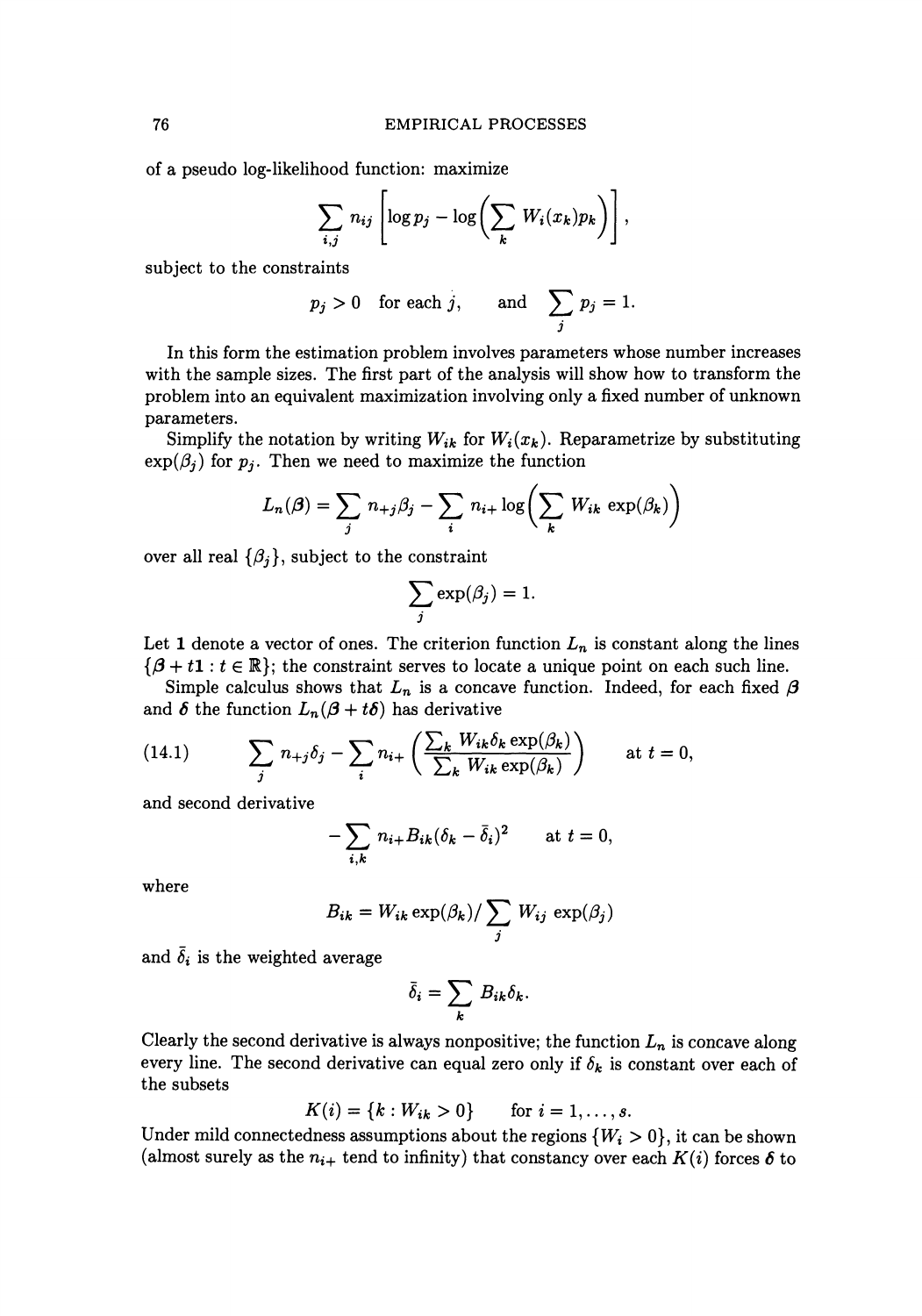of a pseudo log-likelihood function: maximize

$$\sum_{i,j} n_{ij} \left[ \log p_j - \log\Bigl( \sum_k W_i(x_k) p_k \Bigr) \right],$$

subject to the constraints

$$p_j > 0 \quad \text{for each } j, \qquad \text{and} \quad \sum_j p_j = 1.$$

In this form the estimation problem involves parameters whose number increases with the sample sizes. The first part of the analysis will show how to transform the problem into an equivalent maximization involving only a fixed number of unknown parameters.

Simplify the notation by writing $W_{ik}$ for $W_i(x_k)$. Reparametrize by substituting $\exp(\beta_j)$ for $p_j$. Then we need to maximize the function

$$L_n(\boldsymbol{\beta}) = \sum_j n_{+j}\beta_j - \sum_i n_{i+} \log\Bigl( \sum_k W_{ik} \exp(\beta_k) \Bigr)$$

over all real $\{\beta_j\}$, subject to the constraint

$$\sum_j \exp(\beta_j) = 1.$$

Let $\mathbf{1}$ denote a vector of ones. The criterion function $L_n$ is constant along the lines $\{\boldsymbol{\beta} + t\mathbf{1} : t \in \mathbb{R}\}$; the constraint serves to locate a unique point on each such line.

Simple calculus shows that $L_n$ is a concave function. Indeed, for each fixed $\boldsymbol{\beta}$ and $\boldsymbol{\delta}$ the function $L_n(\boldsymbol{\beta} + t\boldsymbol{\delta})$ has derivative

$$\sum_j n_{+j}\delta_j - \sum_i n_{i+} \left( \frac{\sum_k W_{ik}\delta_k \exp(\beta_k)}{\sum_k W_{ik} \exp(\beta_k)} \right) \qquad \text{at } t = 0, \tag{14.1}$$

and second derivative

$$-\sum_{i,k} n_{i+} B_{ik} (\delta_k - \bar{\delta}_i)^2 \qquad \text{at } t = 0,$$

where

$$B_{ik} = W_{ik} \exp(\beta_k) / \sum_j W_{ij} \exp(\beta_j)$$

and $\bar{\delta}_i$ is the weighted average

$$\bar{\delta}_i = \sum_k B_{ik}\delta_k.$$

Clearly the second derivative is always nonpositive; the function $L_n$ is concave along every line. The second derivative can equal zero only if $\delta_k$ is constant over each of the subsets

$$K(i) = \{k : W_{ik} > 0\} \qquad \text{for } i = 1, \ldots, s.$$

Under mild connectedness assumptions about the regions $\{W_i > 0\}$, it can be shown (almost surely as the $n_{i+}$ tend to infinity) that constancy over each $K(i)$ forces $\boldsymbol{\delta}$ to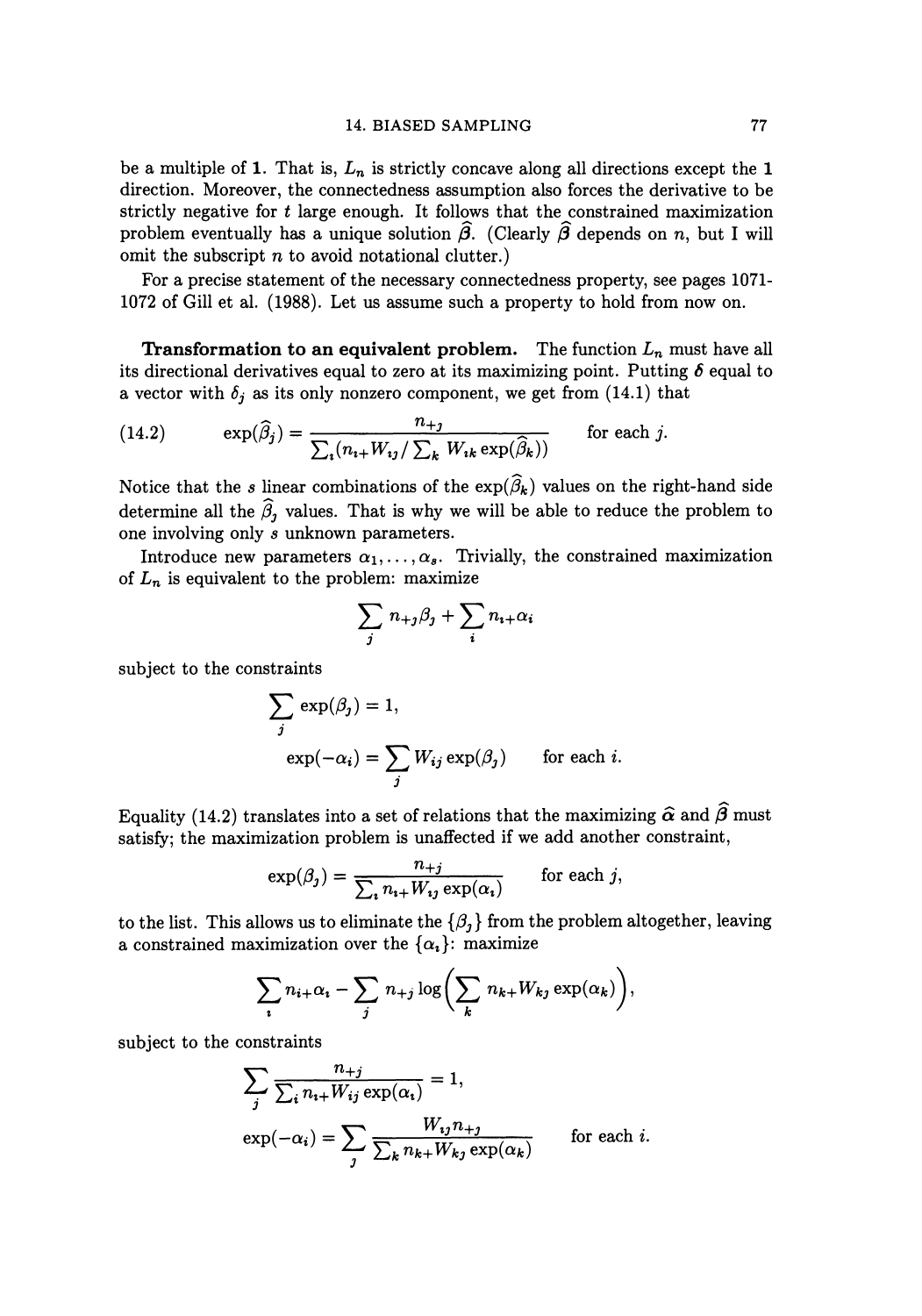be a multiple of **1**. That is, $L_n$ is strictly concave along all directions except the **1** direction. Moreover, the connectedness assumption also forces the derivative to be strictly negative for $t$ large enough. It follows that the constrained maximization problem eventually has a unique solution $\widehat{\boldsymbol{\beta}}$. (Clearly $\widehat{\boldsymbol{\beta}}$ depends on $n$, but I will omit the subscript $n$ to avoid notational clutter.)

For a precise statement of the necessary connectedness property, see pages 1071-1072 of Gill et al. (1988). Let us assume such a property to hold from now on.

**Transformation to an equivalent problem.** The function $L_n$ must have all its directional derivatives equal to zero at its maximizing point. Putting $\boldsymbol{\delta}$ equal to a vector with $\delta_j$ as its only nonzero component, we get from (14.1) that

$$\exp(\widehat{\beta}_j) = \frac{n_{+j}}{\sum_i (n_{i+} W_{ij} / \sum_k W_{ik} \exp(\widehat{\beta}_k))} \qquad \text{for each } j. \tag{14.2}$$

Notice that the $s$ linear combinations of the $\exp(\widehat{\beta}_k)$ values on the right-hand side determine all the $\widehat{\beta}_j$ values. That is why we will be able to reduce the problem to one involving only $s$ unknown parameters.

Introduce new parameters $\alpha_1, \ldots, \alpha_s$. Trivially, the constrained maximization of $L_n$ is equivalent to the problem: maximize

$$\sum_j n_{+j}\beta_j + \sum_i n_{i+}\alpha_i$$

subject to the constraints

$$\sum_j \exp(\beta_j) = 1,$$

$$\exp(-\alpha_i) = \sum_j W_{ij} \exp(\beta_j) \qquad \text{for each } i.$$

Equality (14.2) translates into a set of relations that the maximizing $\widehat{\boldsymbol{\alpha}}$ and $\widehat{\boldsymbol{\beta}}$ must satisfy; the maximization problem is unaffected if we add another constraint,

$$\exp(\beta_j) = \frac{n_{+j}}{\sum_i n_{i+} W_{ij} \exp(\alpha_i)} \qquad \text{for each } j,$$

to the list. This allows us to eliminate the $\{\beta_j\}$ from the problem altogether, leaving a constrained maximization over the $\{\alpha_i\}$: maximize

$$\sum_i n_{i+}\alpha_i - \sum_j n_{+j} \log\Big(\sum_k n_{k+} W_{kj} \exp(\alpha_k)\Big),$$

subject to the constraints

$$\sum_j \frac{n_{+j}}{\sum_i n_{i+} W_{ij} \exp(\alpha_i)} = 1,$$

$$\exp(-\alpha_i) = \sum_j \frac{W_{ij} n_{+j}}{\sum_k n_{k+} W_{kj} \exp(\alpha_k)} \qquad \text{for each } i.$$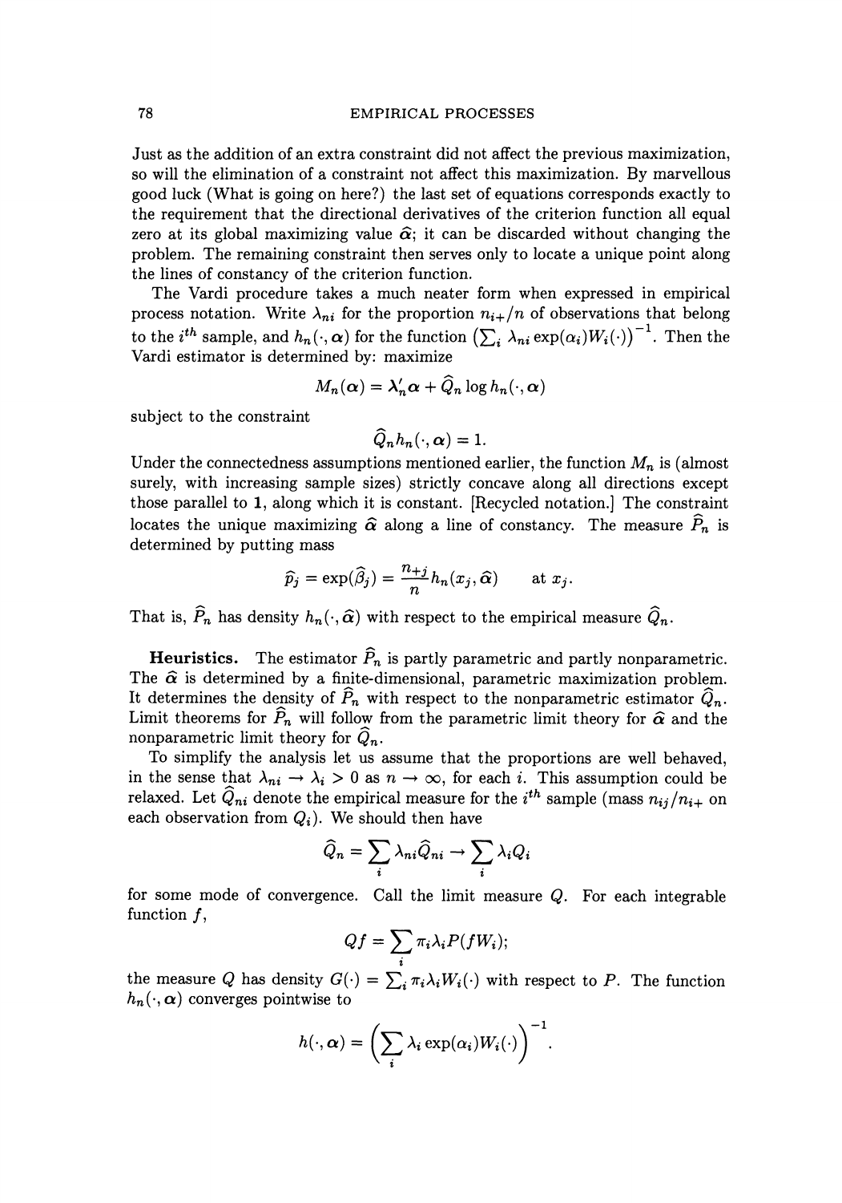Just as the addition of an extra constraint did not affect the previous maximization, so will the elimination of a constraint not affect this maximization. By marvellous good luck (What is going on here?) the last set of equations corresponds exactly to the requirement that the directional derivatives of the criterion function all equal zero at its global maximizing value $\widehat{\alpha}$; it can be discarded without changing the problem. The remaining constraint then serves only to locate a unique point along the lines of constancy of the criterion function.

The Vardi procedure takes a much neater form when expressed in empirical process notation. Write $\lambda_{ni}$ for the proportion $n_{i+}/n$ of observations that belong to the $i^{th}$ sample, and $h_n(\cdot, \boldsymbol{\alpha})$ for the function $\left(\sum_i \lambda_{ni} \exp(\alpha_i) W_i(\cdot)\right)^{-1}$. Then the Vardi estimator is determined by: maximize

$$M_n(\boldsymbol{\alpha}) = \boldsymbol{\lambda}_n' \boldsymbol{\alpha} + \widehat{Q}_n \log h_n(\cdot, \boldsymbol{\alpha})$$

subject to the constraint

$$\widehat{Q}_n h_n(\cdot, \boldsymbol{\alpha}) = 1.$$

Under the connectedness assumptions mentioned earlier, the function $M_n$ is (almost surely, with increasing sample sizes) strictly concave along all directions except those parallel to $\mathbf{1}$, along which it is constant. [Recycled notation.] The constraint locates the unique maximizing $\widehat{\boldsymbol{\alpha}}$ along a line of constancy. The measure $\widehat{P}_n$ is determined by putting mass

$$\widehat{p}_j = \exp(\widehat{\beta}_j) = \frac{n_{+j}}{n} h_n(x_j, \widehat{\boldsymbol{\alpha}}) \qquad \text{at } x_j.$$

That is, $\widehat{P}_n$ has density $h_n(\cdot, \widehat{\boldsymbol{\alpha}})$ with respect to the empirical measure $\widehat{Q}_n$.

**Heuristics.** The estimator $\widehat{P}_n$ is partly parametric and partly nonparametric. The $\widehat{\boldsymbol{\alpha}}$ is determined by a finite-dimensional, parametric maximization problem. It determines the density of $\widehat{P}_n$ with respect to the nonparametric estimator $\widehat{Q}_n$. Limit theorems for $\widehat{P}_n$ will follow from the parametric limit theory for $\widehat{\boldsymbol{\alpha}}$ and the nonparametric limit theory for $\widehat{Q}_n$.

To simplify the analysis let us assume that the proportions are well behaved, in the sense that $\lambda_{ni} \to \lambda_i > 0$ as $n \to \infty$, for each $i$. This assumption could be relaxed. Let $\widehat{Q}_{ni}$ denote the empirical measure for the $i^{th}$ sample (mass $n_{ij}/n_{i+}$ on each observation from $Q_i$). We should then have

$$\widehat{Q}_n = \sum_i \lambda_{ni} \widehat{Q}_{ni} \to \sum_i \lambda_i Q_i$$

for some mode of convergence. Call the limit measure $Q$. For each integrable function $f$,

$$Qf = \sum_i \pi_i \lambda_i P(f W_i);$$

the measure $Q$ has density $G(\cdot) = \sum_i \pi_i \lambda_i W_i(\cdot)$ with respect to $P$. The function $h_n(\cdot, \boldsymbol{\alpha})$ converges pointwise to

$$h(\cdot, \boldsymbol{\alpha}) = \left(\sum_i \lambda_i \exp(\alpha_i) W_i(\cdot)\right)^{-1}.$$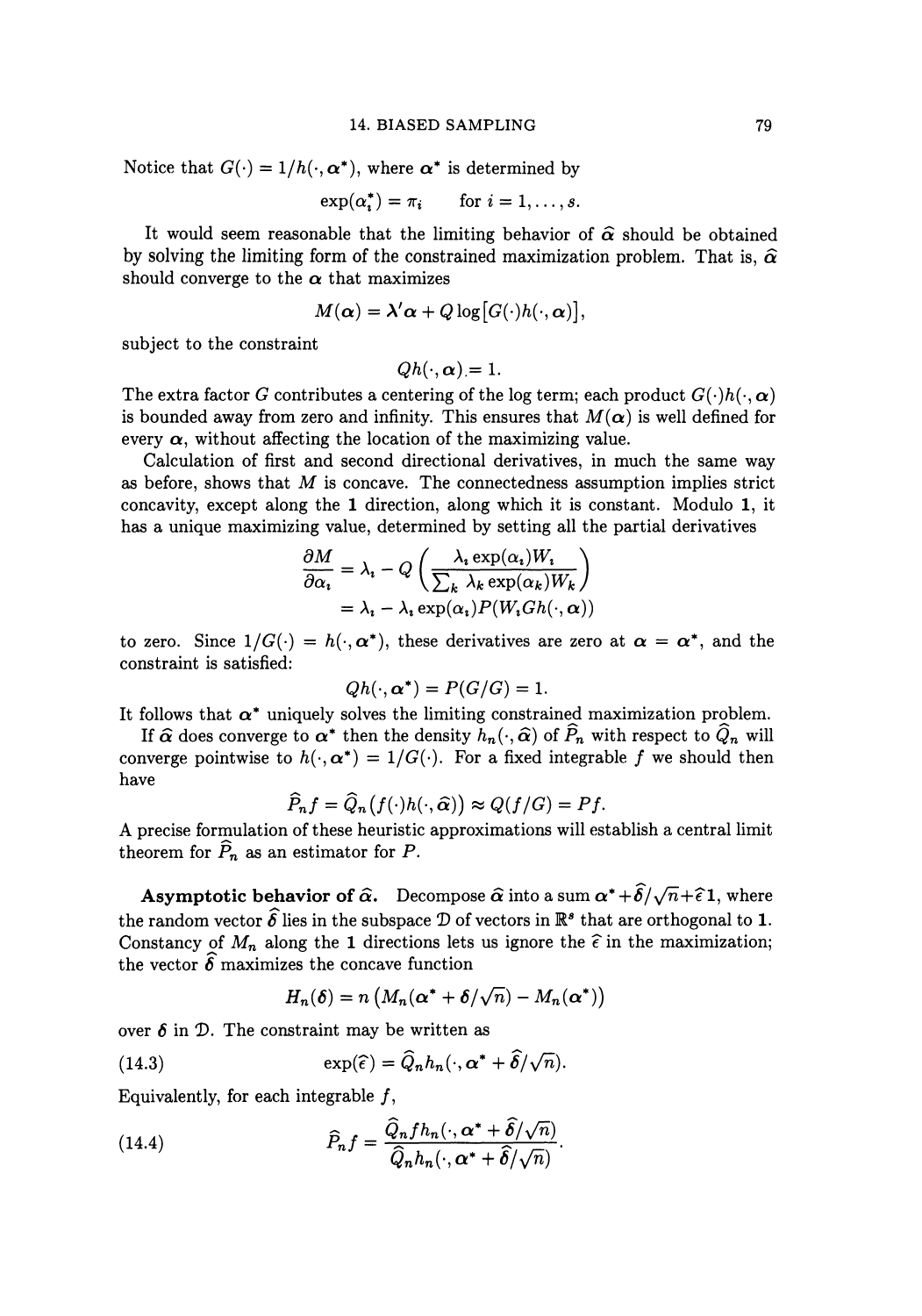Notice that $G(\cdot) = 1/h(\cdot, \boldsymbol{\alpha}^*)$, where $\boldsymbol{\alpha}^*$ is determined by

$$\exp(\alpha_i^*) = \pi_i \qquad \text{for } i = 1, \ldots, s.$$

It would seem reasonable that the limiting behavior of $\widehat{\boldsymbol{\alpha}}$ should be obtained by solving the limiting form of the constrained maximization problem. That is, $\widehat{\boldsymbol{\alpha}}$ should converge to the $\boldsymbol{\alpha}$ that maximizes

$$M(\boldsymbol{\alpha}) = \boldsymbol{\lambda}'\boldsymbol{\alpha} + Q\log\big[G(\cdot)h(\cdot, \boldsymbol{\alpha})\big],$$

subject to the constraint

$$Qh(\cdot, \boldsymbol{\alpha}) = 1.$$

The extra factor $G$ contributes a centering of the log term; each product $G(\cdot)h(\cdot, \boldsymbol{\alpha})$ is bounded away from zero and infinity. This ensures that $M(\boldsymbol{\alpha})$ is well defined for every $\boldsymbol{\alpha}$, without affecting the location of the maximizing value.

Calculation of first and second directional derivatives, in much the same way as before, shows that $M$ is concave. The connectedness assumption implies strict concavity, except along the $\mathbf{1}$ direction, along which it is constant. Modulo $\mathbf{1}$, it has a unique maximizing value, determined by setting all the partial derivatives

$$\begin{aligned}
\frac{\partial M}{\partial \alpha_i} &= \lambda_i - Q\left(\frac{\lambda_i \exp(\alpha_i) W_i}{\sum_k \lambda_k \exp(\alpha_k) W_k}\right) \\
&= \lambda_i - \lambda_i \exp(\alpha_i) P(W_i G h(\cdot, \boldsymbol{\alpha}))
\end{aligned}$$

to zero. Since $1/G(\cdot) = h(\cdot, \boldsymbol{\alpha}^*)$, these derivatives are zero at $\boldsymbol{\alpha} = \boldsymbol{\alpha}^*$, and the constraint is satisfied:

$$Qh(\cdot, \boldsymbol{\alpha}^*) = P(G/G) = 1.$$

It follows that $\boldsymbol{\alpha}^*$ uniquely solves the limiting constrained maximization problem.

If $\widehat{\boldsymbol{\alpha}}$ does converge to $\boldsymbol{\alpha}^*$ then the density $h_n(\cdot, \widehat{\boldsymbol{\alpha}})$ of $\widehat{P}_n$ with respect to $\widehat{Q}_n$ will converge pointwise to $h(\cdot, \boldsymbol{\alpha}^*) = 1/G(\cdot)$. For a fixed integrable $f$ we should then have

$$\widehat{P}_n f = \widehat{Q}_n\big(f(\cdot)h(\cdot, \widehat{\boldsymbol{\alpha}})\big) \approx Q(f/G) = Pf.$$

A precise formulation of these heuristic approximations will establish a central limit theorem for $\widehat{P}_n$ as an estimator for $P$.

**Asymptotic behavior of $\widehat{\boldsymbol{\alpha}}$.** Decompose $\widehat{\boldsymbol{\alpha}}$ into a sum $\boldsymbol{\alpha}^* + \widehat{\boldsymbol{\delta}}/\sqrt{n} + \widehat{\epsilon}\mathbf{1}$, where the random vector $\widehat{\boldsymbol{\delta}}$ lies in the subspace $\mathcal{D}$ of vectors in $\mathbb{R}^s$ that are orthogonal to $\mathbf{1}$. Constancy of $M_n$ along the $\mathbf{1}$ directions lets us ignore the $\widehat{\epsilon}$ in the maximization; the vector $\widehat{\boldsymbol{\delta}}$ maximizes the concave function

$$H_n(\boldsymbol{\delta}) = n\left(M_n(\boldsymbol{\alpha}^* + \boldsymbol{\delta}/\sqrt{n}) - M_n(\boldsymbol{\alpha}^*)\right)$$

over $\boldsymbol{\delta}$ in $\mathcal{D}$. The constraint may be written as

$$\exp(\widehat{\epsilon}) = \widehat{Q}_n h_n(\cdot, \boldsymbol{\alpha}^* + \widehat{\boldsymbol{\delta}}/\sqrt{n}). \tag{14.3}$$

Equivalently, for each integrable $f$,

$$\widehat{P}_n f = \frac{\widehat{Q}_n f h_n(\cdot, \boldsymbol{\alpha}^* + \widehat{\boldsymbol{\delta}}/\sqrt{n})}{\widehat{Q}_n h_n(\cdot, \boldsymbol{\alpha}^* + \widehat{\boldsymbol{\delta}}/\sqrt{n})}. \tag{14.4}$$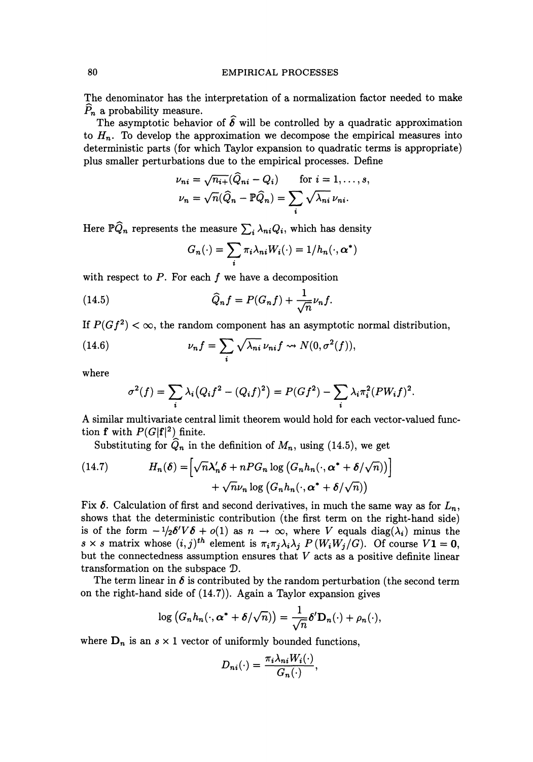The denominator has the interpretation of a normalization factor needed to make $\widehat{P}_n$ a probability measure.

The asymptotic behavior of $\widehat{\boldsymbol{\delta}}$ will be controlled by a quadratic approximation to $H_n$. To develop the approximation we decompose the empirical measures into deterministic parts (for which Taylor expansion to quadratic terms is appropriate) plus smaller perturbations due to the empirical processes. Define

$$\nu_{ni} = \sqrt{n_{i+}}(\widehat{Q}_{ni} - Q_i) \qquad \text{for } i = 1, \ldots, s,$$

$$\nu_n = \sqrt{n}(\widehat{Q}_n - \mathbb{P}\widehat{Q}_n) = \sum_i \sqrt{\lambda_{ni}}\,\nu_{ni}.$$

Here $\mathbb{P}\widehat{Q}_n$ represents the measure $\sum_i \lambda_{ni} Q_i$, which has density

$$G_n(\cdot) = \sum_i \pi_i \lambda_{ni} W_i(\cdot) = 1/h_n(\cdot, \boldsymbol{\alpha}^*)$$

with respect to $P$. For each $f$ we have a decomposition

$$\widehat{Q}_n f = P(G_n f) + \frac{1}{\sqrt{n}}\nu_n f. \tag{14.5}$$

If $P(Gf^2) < \infty$, the random component has an asymptotic normal distribution,

$$\nu_n f = \sum_i \sqrt{\lambda_{ni}}\,\nu_{ni} f \rightsquigarrow N(0, \sigma^2(f)), \tag{14.6}$$

where

$$\sigma^2(f) = \sum_i \lambda_i \left(Q_i f^2 - (Q_i f)^2\right) = P(Gf^2) - \sum_i \lambda_i \pi_i^2 (PW_i f)^2.$$

A similar multivariate central limit theorem would hold for each vector-valued function $\mathbf{f}$ with $P(G|\mathbf{f}|^2)$ finite.

Substituting for $\widehat{Q}_n$ in the definition of $M_n$, using (14.5), we get

$$\begin{aligned} H_n(\boldsymbol{\delta}) = &\left[\sqrt{n}\boldsymbol{\lambda}_n' \boldsymbol{\delta} + nPG_n \log\left(G_n h_n(\cdot, \boldsymbol{\alpha}^* + \boldsymbol{\delta}/\sqrt{n})\right)\right] \\ &+ \sqrt{n}\nu_n \log\left(G_n h_n(\cdot, \boldsymbol{\alpha}^* + \boldsymbol{\delta}/\sqrt{n})\right) \end{aligned} \tag{14.7}$$

Fix $\boldsymbol{\delta}$. Calculation of first and second derivatives, in much the same way as for $L_n$, shows that the deterministic contribution (the first term on the right-hand side) is of the form $-\frac{1}{2}\boldsymbol{\delta}' V \boldsymbol{\delta} + o(1)$ as $n \to \infty$, where $V$ equals $\text{diag}(\lambda_i)$ minus the $s \times s$ matrix whose $(i,j)^{th}$ element is $\pi_i \pi_j \lambda_i \lambda_j \; P(W_i W_j / G)$. Of course $V\mathbf{1} = \mathbf{0}$, but the connectedness assumption ensures that $V$ acts as a positive definite linear transformation on the subspace $\mathcal{D}$.

The term linear in $\boldsymbol{\delta}$ is contributed by the random perturbation (the second term on the right-hand side of (14.7)). Again a Taylor expansion gives

$$\log\left(G_n h_n(\cdot, \boldsymbol{\alpha}^* + \boldsymbol{\delta}/\sqrt{n})\right) = \frac{1}{\sqrt{n}}\boldsymbol{\delta}' \mathbf{D}_n(\cdot) + \rho_n(\cdot),$$

where $\mathbf{D}_n$ is an $s \times 1$ vector of uniformly bounded functions,

$$D_{ni}(\cdot) = \frac{\pi_i \lambda_{ni} W_i(\cdot)}{G_n(\cdot)},$$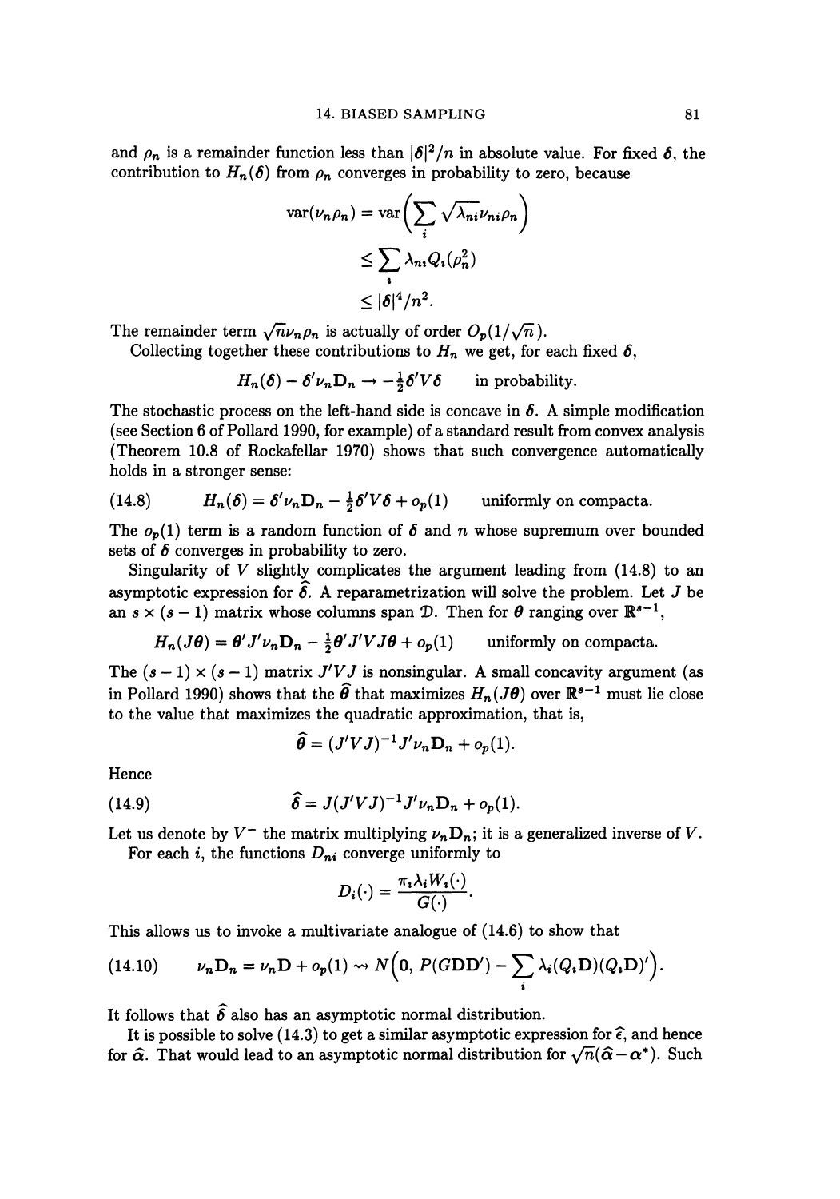and $\rho_n$ is a remainder function less than $|\boldsymbol{\delta}|^2/n$ in absolute value. For fixed $\boldsymbol{\delta}$, the contribution to $H_n(\boldsymbol{\delta})$ from $\rho_n$ converges in probability to zero, because

$$
\begin{aligned}
\operatorname{var}(\nu_n \rho_n) &= \operatorname{var}\Big(\sum_i \sqrt{\lambda_{ni}}\,\nu_{ni}\rho_n\Big) \\
&\leq \sum_i \lambda_{ni} Q_i(\rho_n^2) \\
&\leq |\boldsymbol{\delta}|^4/n^2.
\end{aligned}
$$

The remainder term $\sqrt{n}\nu_n\rho_n$ is actually of order $O_p(1/\sqrt{n})$.

Collecting together these contributions to $H_n$ we get, for each fixed $\boldsymbol{\delta}$,

$$
H_n(\boldsymbol{\delta}) - \boldsymbol{\delta}'\nu_n \mathbf{D}_n \to -\tfrac{1}{2}\boldsymbol{\delta}' V \boldsymbol{\delta} \qquad \text{in probability.}
$$

The stochastic process on the left-hand side is concave in $\boldsymbol{\delta}$. A simple modification (see Section 6 of Pollard 1990, for example) of a standard result from convex analysis (Theorem 10.8 of Rockafellar 1970) shows that such convergence automatically holds in a stronger sense:

$$
H_n(\boldsymbol{\delta}) = \boldsymbol{\delta}'\nu_n\mathbf{D}_n - \tfrac{1}{2}\boldsymbol{\delta}'V\boldsymbol{\delta} + o_p(1) \qquad \text{uniformly on compacta.} \tag{14.8}
$$

The $o_p(1)$ term is a random function of $\boldsymbol{\delta}$ and $n$ whose supremum over bounded sets of $\boldsymbol{\delta}$ converges in probability to zero.

Singularity of $V$ slightly complicates the argument leading from (14.8) to an asymptotic expression for $\widehat{\boldsymbol{\delta}}$. A reparametrization will solve the problem. Let $J$ be an $s \times (s-1)$ matrix whose columns span $\mathcal{D}$. Then for $\boldsymbol{\theta}$ ranging over $\mathbb{R}^{s-1}$,

$$
H_n(J\boldsymbol{\theta}) = \boldsymbol{\theta}'J'\nu_n\mathbf{D}_n - \tfrac{1}{2}\boldsymbol{\theta}'J'VJ\boldsymbol{\theta} + o_p(1) \qquad \text{uniformly on compacta.}
$$

The $(s-1)\times(s-1)$ matrix $J'VJ$ is nonsingular. A small concavity argument (as in Pollard 1990) shows that the $\widehat{\boldsymbol{\theta}}$ that maximizes $H_n(J\boldsymbol{\theta})$ over $\mathbb{R}^{s-1}$ must lie close to the value that maximizes the quadratic approximation, that is,

$$
\widehat{\boldsymbol{\theta}} = (J'VJ)^{-1}J'\nu_n\mathbf{D}_n + o_p(1).
$$

Hence

$$
\widehat{\boldsymbol{\delta}} = J(J'VJ)^{-1}J'\nu_n\mathbf{D}_n + o_p(1). \tag{14.9}
$$

Let us denote by $V^-$ the matrix multiplying $\nu_n\mathbf{D}_n$; it is a generalized inverse of $V$.

For each $i$, the functions $D_{ni}$ converge uniformly to

$$
D_i(\cdot) = \frac{\pi_i\lambda_i W_i(\cdot)}{G(\cdot)}.
$$

This allows us to invoke a multivariate analogue of (14.6) to show that

$$
\nu_n\mathbf{D}_n = \nu_n\mathbf{D} + o_p(1) \rightsquigarrow N\Big(\mathbf{0},\, P(G\mathbf{D}\mathbf{D}') - \sum_i \lambda_i (Q_i\mathbf{D})(Q_i\mathbf{D})'\Big). \tag{14.10}
$$

It follows that $\widehat{\boldsymbol{\delta}}$ also has an asymptotic normal distribution.

It is possible to solve (14.3) to get a similar asymptotic expression for $\widehat{\boldsymbol{\epsilon}}$, and hence for $\widehat{\boldsymbol{\alpha}}$. That would lead to an asymptotic normal distribution for $\sqrt{n}(\widehat{\boldsymbol{\alpha}} - \boldsymbol{\alpha}^*)$. Such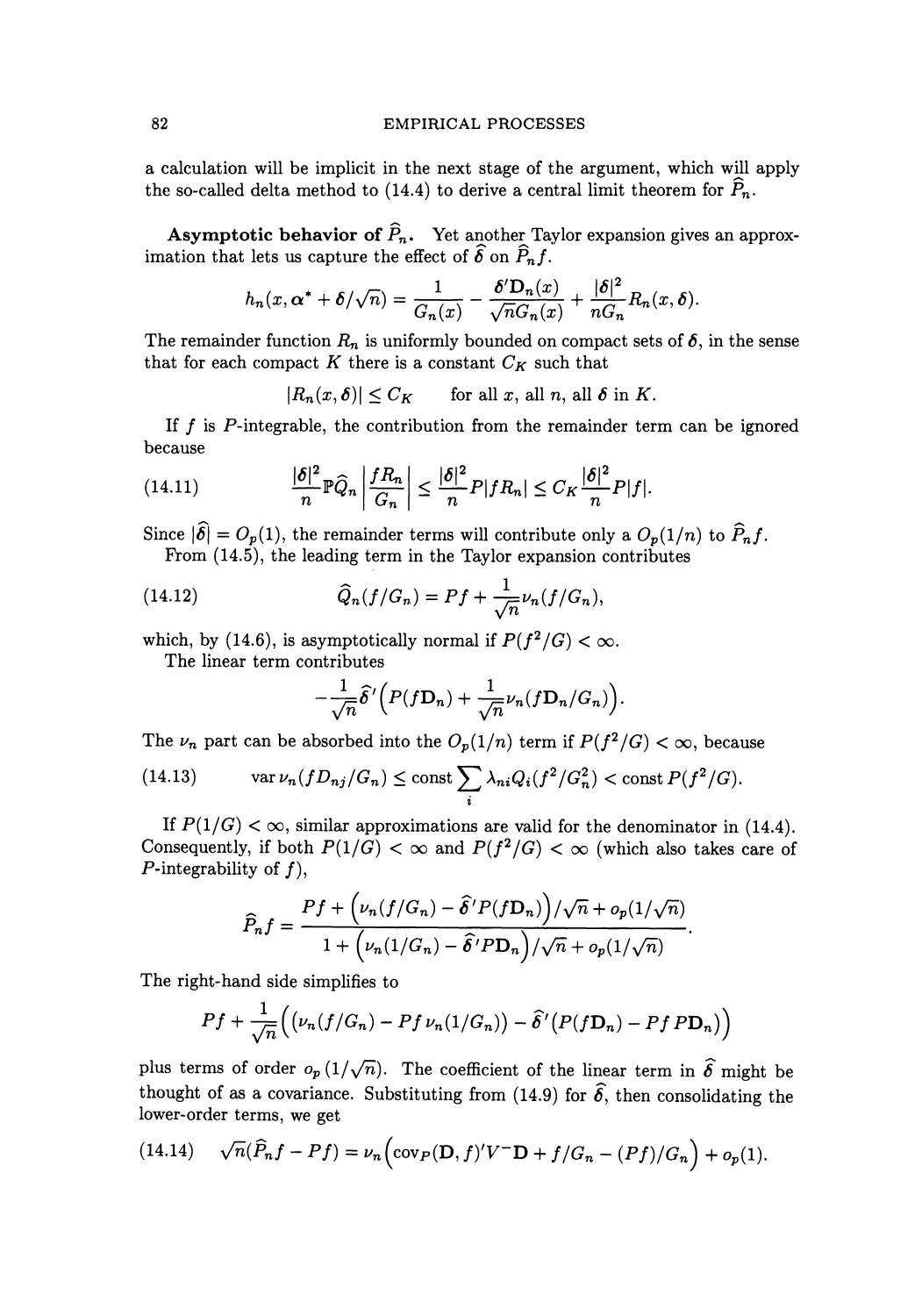a calculation will be implicit in the next stage of the argument, which will apply the so-called delta method to (14.4) to derive a central limit theorem for $\widehat{P}_n$.

**Asymptotic behavior of $\widehat{P}_n$.** Yet another Taylor expansion gives an approximation that lets us capture the effect of $\widehat{\boldsymbol{\delta}}$ on $\widehat{P}_n f$.

$$h_n(x, \boldsymbol{\alpha}^* + \boldsymbol{\delta}/\sqrt{n}) = \frac{1}{G_n(x)} - \frac{\boldsymbol{\delta}'\mathbf{D}_n(x)}{\sqrt{n}G_n(x)} + \frac{|\boldsymbol{\delta}|^2}{nG_n}R_n(x, \boldsymbol{\delta}).$$

The remainder function $R_n$ is uniformly bounded on compact sets of $\boldsymbol{\delta}$, in the sense that for each compact $K$ there is a constant $C_K$ such that

$$|R_n(x, \boldsymbol{\delta})| \leq C_K \qquad \text{for all } x, \text{ all } n, \text{ all } \boldsymbol{\delta} \text{ in } K.$$

If $f$ is $P$-integrable, the contribution from the remainder term can be ignored because

$$\text{(14.11)} \qquad \frac{|\boldsymbol{\delta}|^2}{n}\mathbb{P}\widehat{Q}_n\left|\frac{fR_n}{G_n}\right| \leq \frac{|\boldsymbol{\delta}|^2}{n}P|fR_n| \leq C_K\frac{|\boldsymbol{\delta}|^2}{n}P|f|.$$

Since $|\widehat{\boldsymbol{\delta}}| = O_p(1)$, the remainder terms will contribute only a $O_p(1/n)$ to $\widehat{P}_n f$.

From (14.5), the leading term in the Taylor expansion contributes

$$\text{(14.12)} \qquad \widehat{Q}_n(f/G_n) = Pf + \frac{1}{\sqrt{n}}\nu_n(f/G_n),$$

which, by (14.6), is asymptotically normal if $P(f^2/G) < \infty$.

The linear term contributes

$$-\frac{1}{\sqrt{n}}\widehat{\boldsymbol{\delta}}'\Big(P(f\mathbf{D}_n) + \frac{1}{\sqrt{n}}\nu_n(f\mathbf{D}_n/G_n)\Big).$$

The $\nu_n$ part can be absorbed into the $O_p(1/n)$ term if $P(f^2/G) < \infty$, because

$$\text{(14.13)} \qquad \operatorname{var}\nu_n(fD_{nj}/G_n) \leq \text{const}\sum_i \lambda_{ni}Q_i(f^2/G_n^2) < \text{const}\, P(f^2/G).$$

If $P(1/G) < \infty$, similar approximations are valid for the denominator in (14.4). Consequently, if both $P(1/G) < \infty$ and $P(f^2/G) < \infty$ (which also takes care of $P$-integrability of $f$),

$$\widehat{P}_n f = \frac{Pf + \Big(\nu_n(f/G_n) - \widehat{\boldsymbol{\delta}}'P(f\mathbf{D}_n)\Big)/\sqrt{n} + o_p(1/\sqrt{n})}{1 + \Big(\nu_n(1/G_n) - \widehat{\boldsymbol{\delta}}'P\mathbf{D}_n\Big)/\sqrt{n} + o_p(1/\sqrt{n})}.$$

The right-hand side simplifies to

$$Pf + \frac{1}{\sqrt{n}}\Big(\big(\nu_n(f/G_n) - Pf\,\nu_n(1/G_n)\big) - \widehat{\boldsymbol{\delta}}'\big(P(f\mathbf{D}_n) - Pf\,P\mathbf{D}_n\big)\Big)$$

plus terms of order $o_p(1/\sqrt{n})$. The coefficient of the linear term in $\widehat{\boldsymbol{\delta}}$ might be thought of as a covariance. Substituting from (14.9) for $\widehat{\boldsymbol{\delta}}$, then consolidating the lower-order terms, we get

$$\text{(14.14)} \qquad \sqrt{n}(\widehat{P}_n f - Pf) = \nu_n\Big(\operatorname{cov}_P(\mathbf{D}, f)'V^-\mathbf{D} + f/G_n - (Pf)/G_n\Big) + o_p(1).$$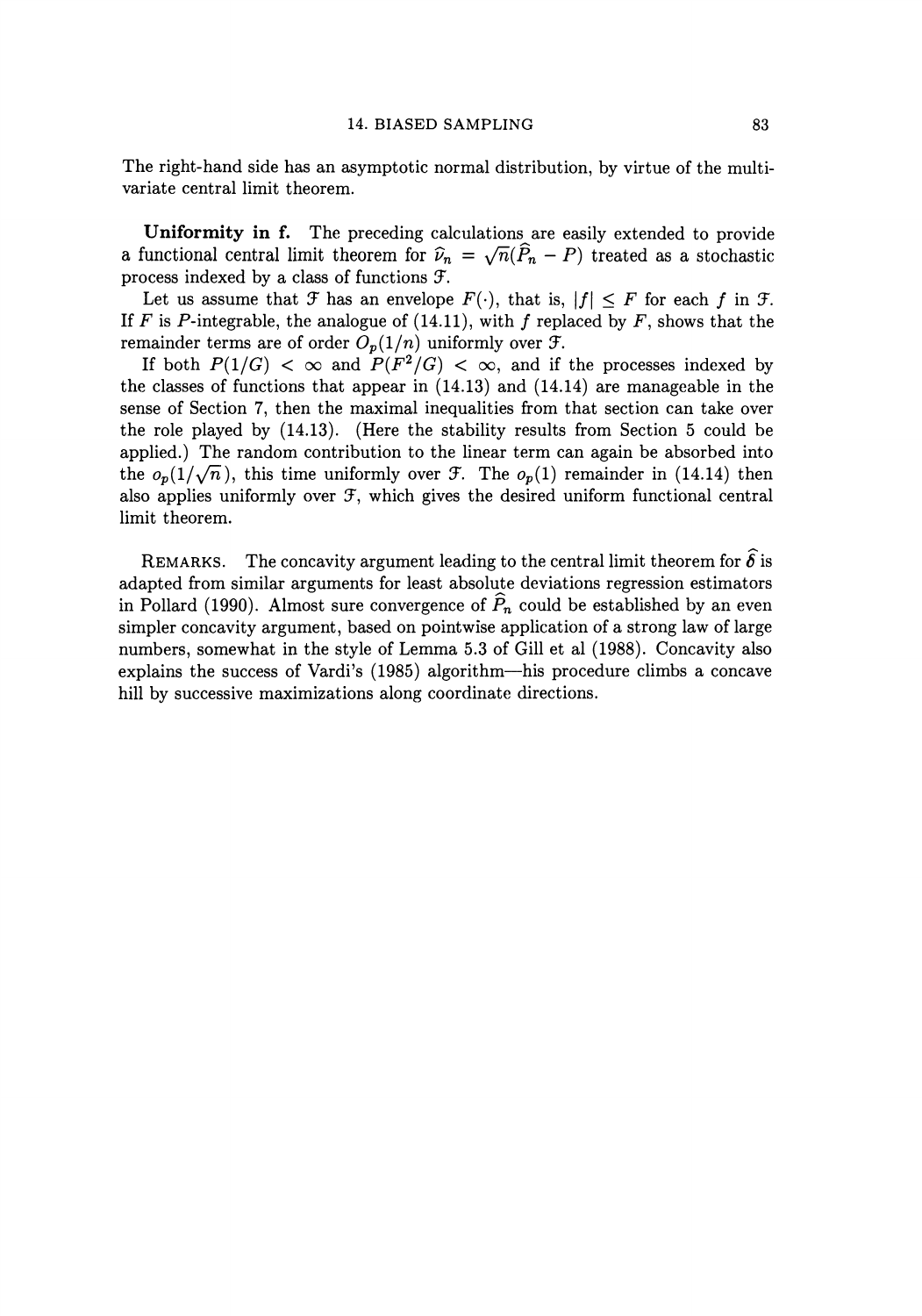The right-hand side has an asymptotic normal distribution, by virtue of the multivariate central limit theorem.

**Uniformity in f.** The preceding calculations are easily extended to provide a functional central limit theorem for $\widehat{\nu}_n = \sqrt{n}(\widehat{P}_n - P)$ treated as a stochastic process indexed by a class of functions $\mathcal{F}$.

Let us assume that $\mathcal{F}$ has an envelope $F(\cdot)$, that is, $|f| \leq F$ for each $f$ in $\mathcal{F}$. If $F$ is $P$-integrable, the analogue of (14.11), with $f$ replaced by $F$, shows that the remainder terms are of order $O_p(1/n)$ uniformly over $\mathcal{F}$.

If both $P(1/G) < \infty$ and $P(F^2/G) < \infty$, and if the processes indexed by the classes of functions that appear in (14.13) and (14.14) are manageable in the sense of Section 7, then the maximal inequalities from that section can take over the role played by (14.13). (Here the stability results from Section 5 could be applied.) The random contribution to the linear term can again be absorbed into the $o_p(1/\sqrt{n})$, this time uniformly over $\mathcal{F}$. The $o_p(1)$ remainder in (14.14) then also applies uniformly over $\mathcal{F}$, which gives the desired uniform functional central limit theorem.

REMARKS. The concavity argument leading to the central limit theorem for $\widehat{\boldsymbol{\delta}}$ is adapted from similar arguments for least absolute deviations regression estimators in Pollard (1990). Almost sure convergence of $\widehat{P}_n$ could be established by an even simpler concavity argument, based on pointwise application of a strong law of large numbers, somewhat in the style of Lemma 5.3 of Gill et al (1988). Concavity also explains the success of Vardi's (1985) algorithm—his procedure climbs a concave hill by successive maximizations along coordinate directions.